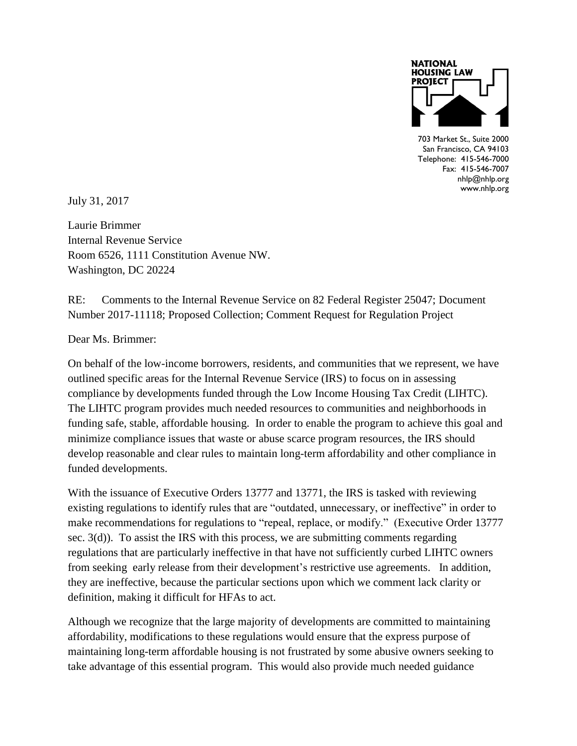NATIONAL HOUSING LAW PROJECT

703 Market St., Suite 2000
San Francisco, CA 94103
Telephone: 415-546-7000
Fax: 415-546-7007
nhlp@nhlp.org
www.nhlp.org

July 31, 2017

Laurie Brimmer
Internal Revenue Service
Room 6526, 1111 Constitution Avenue NW.
Washington, DC 20224

RE: Comments to the Internal Revenue Service on 82 Federal Register 25047; Document Number 2017-11118; Proposed Collection; Comment Request for Regulation Project

Dear Ms. Brimmer:

On behalf of the low-income borrowers, residents, and communities that we represent, we have outlined specific areas for the Internal Revenue Service (IRS) to focus on in assessing compliance by developments funded through the Low Income Housing Tax Credit (LIHTC). The LIHTC program provides much needed resources to communities and neighborhoods in funding safe, stable, affordable housing. In order to enable the program to achieve this goal and minimize compliance issues that waste or abuse scarce program resources, the IRS should develop reasonable and clear rules to maintain long-term affordability and other compliance in funded developments.

With the issuance of Executive Orders 13777 and 13771, the IRS is tasked with reviewing existing regulations to identify rules that are "outdated, unnecessary, or ineffective" in order to make recommendations for regulations to "repeal, replace, or modify." (Executive Order 13777 sec. 3(d)). To assist the IRS with this process, we are submitting comments regarding regulations that are particularly ineffective in that have not sufficiently curbed LIHTC owners from seeking early release from their development's restrictive use agreements. In addition, they are ineffective, because the particular sections upon which we comment lack clarity or definition, making it difficult for HFAs to act.

Although we recognize that the large majority of developments are committed to maintaining affordability, modifications to these regulations would ensure that the express purpose of maintaining long-term affordable housing is not frustrated by some abusive owners seeking to take advantage of this essential program. This would also provide much needed guidance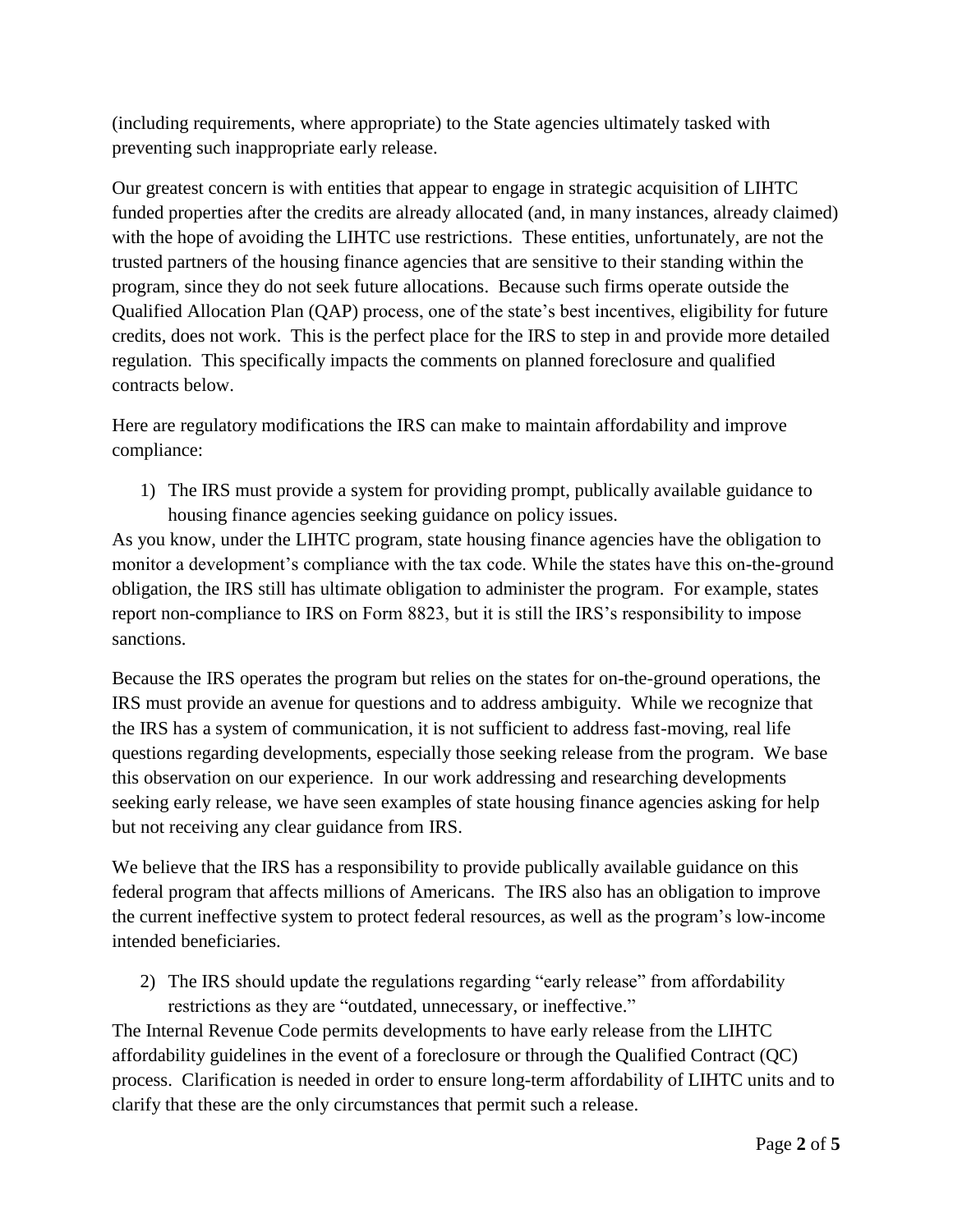(including requirements, where appropriate) to the State agencies ultimately tasked with preventing such inappropriate early release.

Our greatest concern is with entities that appear to engage in strategic acquisition of LIHTC funded properties after the credits are already allocated (and, in many instances, already claimed) with the hope of avoiding the LIHTC use restrictions. These entities, unfortunately, are not the trusted partners of the housing finance agencies that are sensitive to their standing within the program, since they do not seek future allocations. Because such firms operate outside the Qualified Allocation Plan (QAP) process, one of the state's best incentives, eligibility for future credits, does not work. This is the perfect place for the IRS to step in and provide more detailed regulation. This specifically impacts the comments on planned foreclosure and qualified contracts below.

Here are regulatory modifications the IRS can make to maintain affordability and improve compliance:

1) The IRS must provide a system for providing prompt, publically available guidance to housing finance agencies seeking guidance on policy issues.

As you know, under the LIHTC program, state housing finance agencies have the obligation to monitor a development's compliance with the tax code. While the states have this on-the-ground obligation, the IRS still has ultimate obligation to administer the program. For example, states report non-compliance to IRS on Form 8823, but it is still the IRS's responsibility to impose sanctions.

Because the IRS operates the program but relies on the states for on-the-ground operations, the IRS must provide an avenue for questions and to address ambiguity. While we recognize that the IRS has a system of communication, it is not sufficient to address fast-moving, real life questions regarding developments, especially those seeking release from the program. We base this observation on our experience. In our work addressing and researching developments seeking early release, we have seen examples of state housing finance agencies asking for help but not receiving any clear guidance from IRS.

We believe that the IRS has a responsibility to provide publically available guidance on this federal program that affects millions of Americans. The IRS also has an obligation to improve the current ineffective system to protect federal resources, as well as the program's low-income intended beneficiaries.

2) The IRS should update the regulations regarding "early release" from affordability restrictions as they are "outdated, unnecessary, or ineffective."

The Internal Revenue Code permits developments to have early release from the LIHTC affordability guidelines in the event of a foreclosure or through the Qualified Contract (QC) process. Clarification is needed in order to ensure long-term affordability of LIHTC units and to clarify that these are the only circumstances that permit such a release.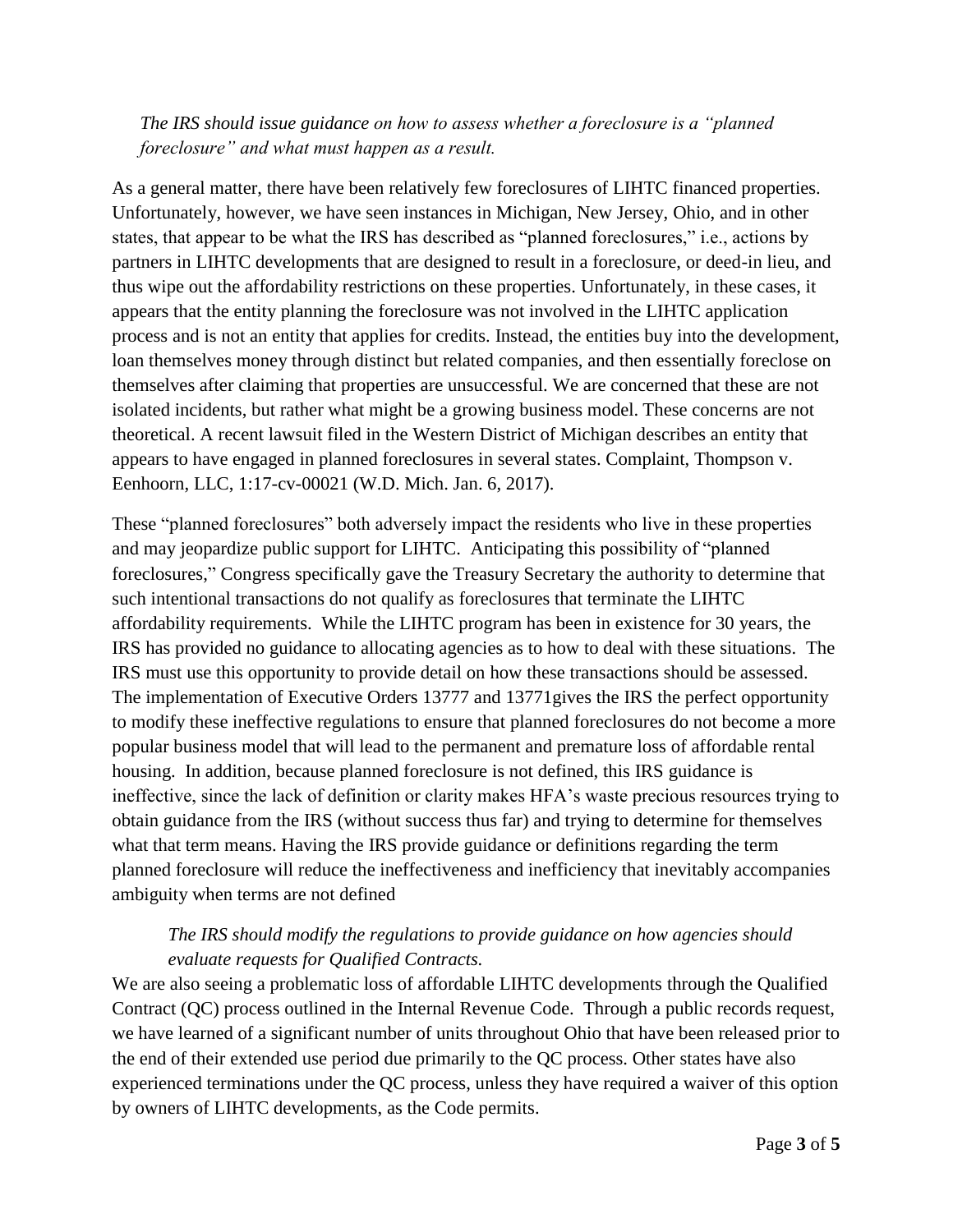*The IRS should issue guidance on how to assess whether a foreclosure is a "planned foreclosure" and what must happen as a result.*

As a general matter, there have been relatively few foreclosures of LIHTC financed properties. Unfortunately, however, we have seen instances in Michigan, New Jersey, Ohio, and in other states, that appear to be what the IRS has described as "planned foreclosures," i.e., actions by partners in LIHTC developments that are designed to result in a foreclosure, or deed-in lieu, and thus wipe out the affordability restrictions on these properties. Unfortunately, in these cases, it appears that the entity planning the foreclosure was not involved in the LIHTC application process and is not an entity that applies for credits. Instead, the entities buy into the development, loan themselves money through distinct but related companies, and then essentially foreclose on themselves after claiming that properties are unsuccessful. We are concerned that these are not isolated incidents, but rather what might be a growing business model. These concerns are not theoretical. A recent lawsuit filed in the Western District of Michigan describes an entity that appears to have engaged in planned foreclosures in several states. Complaint, Thompson v. Eenhoorn, LLC, 1:17-cv-00021 (W.D. Mich. Jan. 6, 2017).

These "planned foreclosures" both adversely impact the residents who live in these properties and may jeopardize public support for LIHTC. Anticipating this possibility of "planned foreclosures," Congress specifically gave the Treasury Secretary the authority to determine that such intentional transactions do not qualify as foreclosures that terminate the LIHTC affordability requirements. While the LIHTC program has been in existence for 30 years, the IRS has provided no guidance to allocating agencies as to how to deal with these situations. The IRS must use this opportunity to provide detail on how these transactions should be assessed. The implementation of Executive Orders 13777 and 13771gives the IRS the perfect opportunity to modify these ineffective regulations to ensure that planned foreclosures do not become a more popular business model that will lead to the permanent and premature loss of affordable rental housing. In addition, because planned foreclosure is not defined, this IRS guidance is ineffective, since the lack of definition or clarity makes HFA's waste precious resources trying to obtain guidance from the IRS (without success thus far) and trying to determine for themselves what that term means. Having the IRS provide guidance or definitions regarding the term planned foreclosure will reduce the ineffectiveness and inefficiency that inevitably accompanies ambiguity when terms are not defined

*The IRS should modify the regulations to provide guidance on how agencies should evaluate requests for Qualified Contracts.*

We are also seeing a problematic loss of affordable LIHTC developments through the Qualified Contract (QC) process outlined in the Internal Revenue Code. Through a public records request, we have learned of a significant number of units throughout Ohio that have been released prior to the end of their extended use period due primarily to the QC process. Other states have also experienced terminations under the QC process, unless they have required a waiver of this option by owners of LIHTC developments, as the Code permits.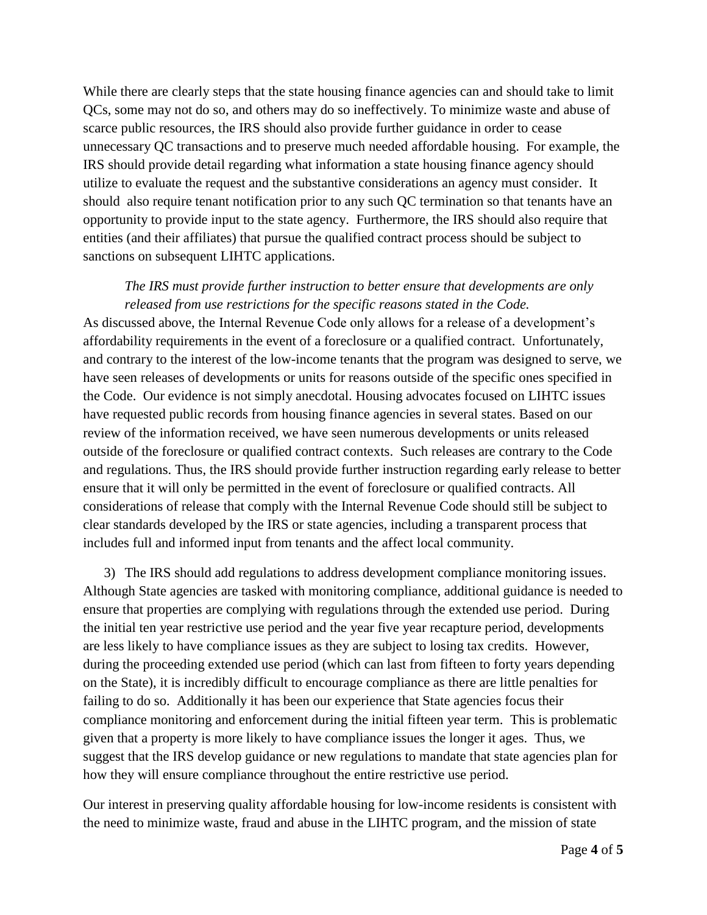While there are clearly steps that the state housing finance agencies can and should take to limit QCs, some may not do so, and others may do so ineffectively. To minimize waste and abuse of scarce public resources, the IRS should also provide further guidance in order to cease unnecessary QC transactions and to preserve much needed affordable housing. For example, the IRS should provide detail regarding what information a state housing finance agency should utilize to evaluate the request and the substantive considerations an agency must consider. It should also require tenant notification prior to any such QC termination so that tenants have an opportunity to provide input to the state agency. Furthermore, the IRS should also require that entities (and their affiliates) that pursue the qualified contract process should be subject to sanctions on subsequent LIHTC applications.

*The IRS must provide further instruction to better ensure that developments are only released from use restrictions for the specific reasons stated in the Code.*

As discussed above, the Internal Revenue Code only allows for a release of a development's affordability requirements in the event of a foreclosure or a qualified contract. Unfortunately, and contrary to the interest of the low-income tenants that the program was designed to serve, we have seen releases of developments or units for reasons outside of the specific ones specified in the Code. Our evidence is not simply anecdotal. Housing advocates focused on LIHTC issues have requested public records from housing finance agencies in several states. Based on our review of the information received, we have seen numerous developments or units released outside of the foreclosure or qualified contract contexts. Such releases are contrary to the Code and regulations. Thus, the IRS should provide further instruction regarding early release to better ensure that it will only be permitted in the event of foreclosure or qualified contracts. All considerations of release that comply with the Internal Revenue Code should still be subject to clear standards developed by the IRS or state agencies, including a transparent process that includes full and informed input from tenants and the affect local community.

3) The IRS should add regulations to address development compliance monitoring issues. Although State agencies are tasked with monitoring compliance, additional guidance is needed to ensure that properties are complying with regulations through the extended use period. During the initial ten year restrictive use period and the year five year recapture period, developments are less likely to have compliance issues as they are subject to losing tax credits. However, during the proceeding extended use period (which can last from fifteen to forty years depending on the State), it is incredibly difficult to encourage compliance as there are little penalties for failing to do so. Additionally it has been our experience that State agencies focus their compliance monitoring and enforcement during the initial fifteen year term. This is problematic given that a property is more likely to have compliance issues the longer it ages. Thus, we suggest that the IRS develop guidance or new regulations to mandate that state agencies plan for how they will ensure compliance throughout the entire restrictive use period.

Our interest in preserving quality affordable housing for low-income residents is consistent with the need to minimize waste, fraud and abuse in the LIHTC program, and the mission of state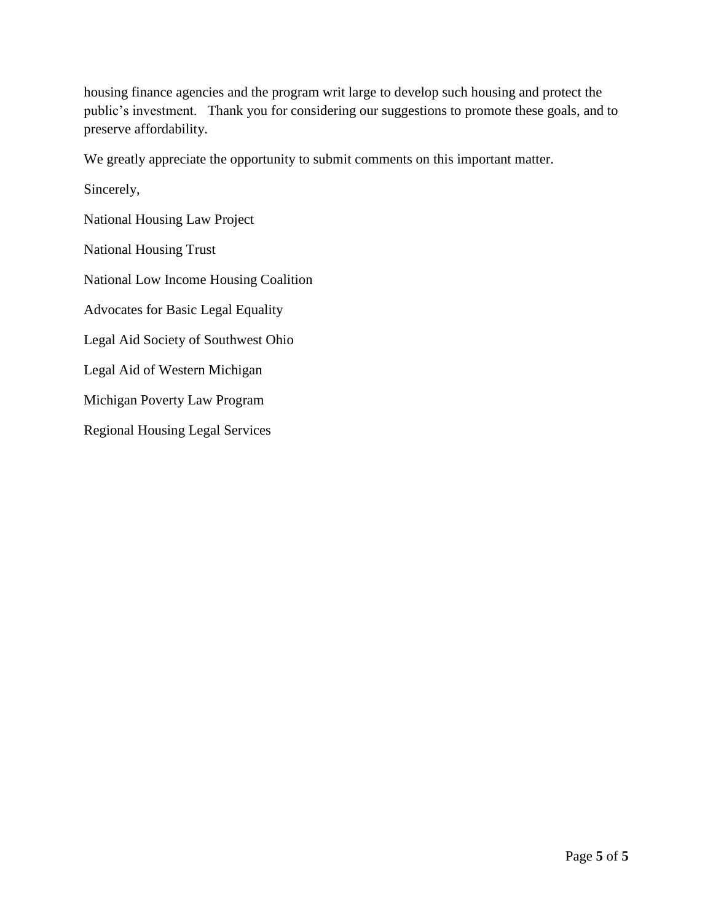housing finance agencies and the program writ large to develop such housing and protect the public's investment. Thank you for considering our suggestions to promote these goals, and to preserve affordability.

We greatly appreciate the opportunity to submit comments on this important matter.

Sincerely,

National Housing Law Project

National Housing Trust

National Low Income Housing Coalition

Advocates for Basic Legal Equality

Legal Aid Society of Southwest Ohio

Legal Aid of Western Michigan

Michigan Poverty Law Program

Regional Housing Legal Services